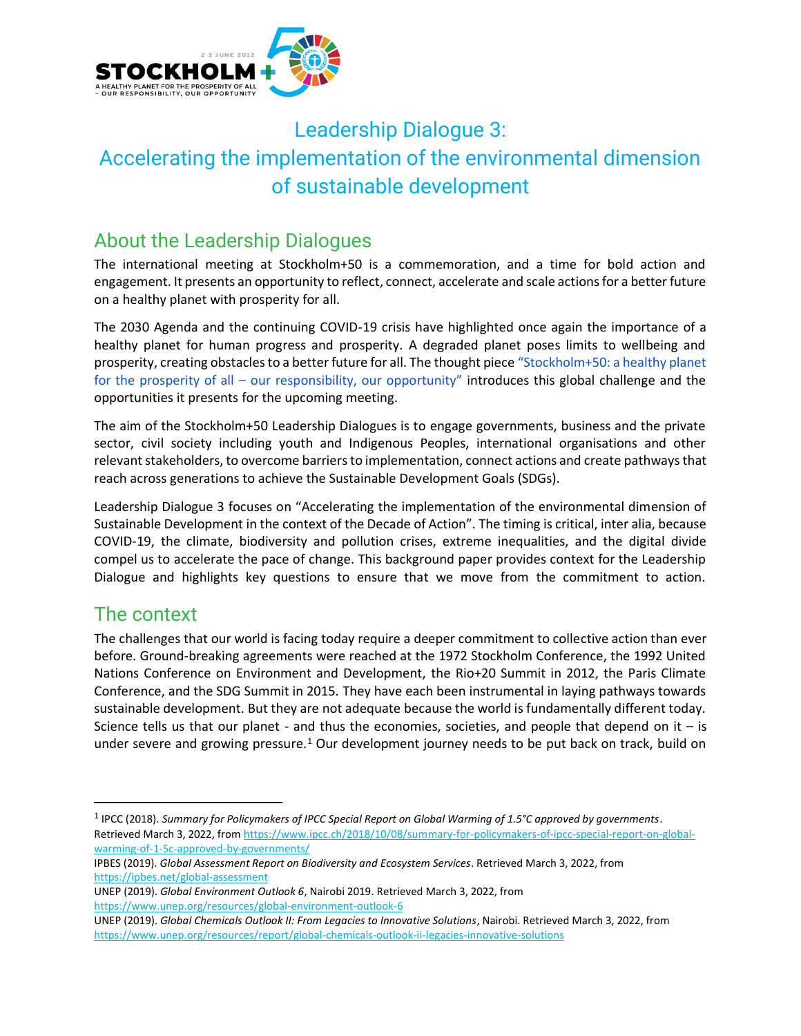# Leadership Dialogue 3: Accelerating the implementation of the environmental dimension of sustainable development

## About the Leadership Dialogues

The international meeting at Stockholm+50 is a commemoration, and a time for bold action and engagement. It presents an opportunity to reflect, connect, accelerate and scale actions for a better future on a healthy planet with prosperity for all.

The 2030 Agenda and the continuing COVID-19 crisis have highlighted once again the importance of a healthy planet for human progress and prosperity. A degraded planet poses limits to wellbeing and prosperity, creating obstacles to a better future for all. The thought piece "Stockholm+50: a healthy planet for the prosperity of all – our responsibility, our opportunity" introduces this global challenge and the opportunities it presents for the upcoming meeting.

The aim of the Stockholm+50 Leadership Dialogues is to engage governments, business and the private sector, civil society including youth and Indigenous Peoples, international organisations and other relevant stakeholders, to overcome barriers to implementation, connect actions and create pathways that reach across generations to achieve the Sustainable Development Goals (SDGs).

Leadership Dialogue 3 focuses on "Accelerating the implementation of the environmental dimension of Sustainable Development in the context of the Decade of Action". The timing is critical, inter alia, because COVID-19, the climate, biodiversity and pollution crises, extreme inequalities, and the digital divide compel us to accelerate the pace of change. This background paper provides context for the Leadership Dialogue and highlights key questions to ensure that we move from the commitment to action.

## The context

The challenges that our world is facing today require a deeper commitment to collective action than ever before. Ground-breaking agreements were reached at the 1972 Stockholm Conference, the 1992 United Nations Conference on Environment and Development, the Rio+20 Summit in 2012, the Paris Climate Conference, and the SDG Summit in 2015. They have each been instrumental in laying pathways towards sustainable development. But they are not adequate because the world is fundamentally different today. Science tells us that our planet - and thus the economies, societies, and people that depend on it – is under severe and growing pressure.[1] Our development journey needs to be put back on track, build on

---

[1] IPCC (2018). *Summary for Policymakers of IPCC Special Report on Global Warming of 1.5°C approved by governments*. Retrieved March 3, 2022, from https://www.ipcc.ch/2018/10/08/summary-for-policymakers-of-ipcc-special-report-on-global-warming-of-1-5c-approved-by-governments/

IPBES (2019). *Global Assessment Report on Biodiversity and Ecosystem Services*. Retrieved March 3, 2022, from https://ipbes.net/global-assessment

UNEP (2019). *Global Environment Outlook 6*, Nairobi 2019. Retrieved March 3, 2022, from https://www.unep.org/resources/global-environment-outlook-6

UNEP (2019). *Global Chemicals Outlook II: From Legacies to Innovative Solutions*, Nairobi. Retrieved March 3, 2022, from https://www.unep.org/resources/report/global-chemicals-outlook-ii-legacies-innovative-solutions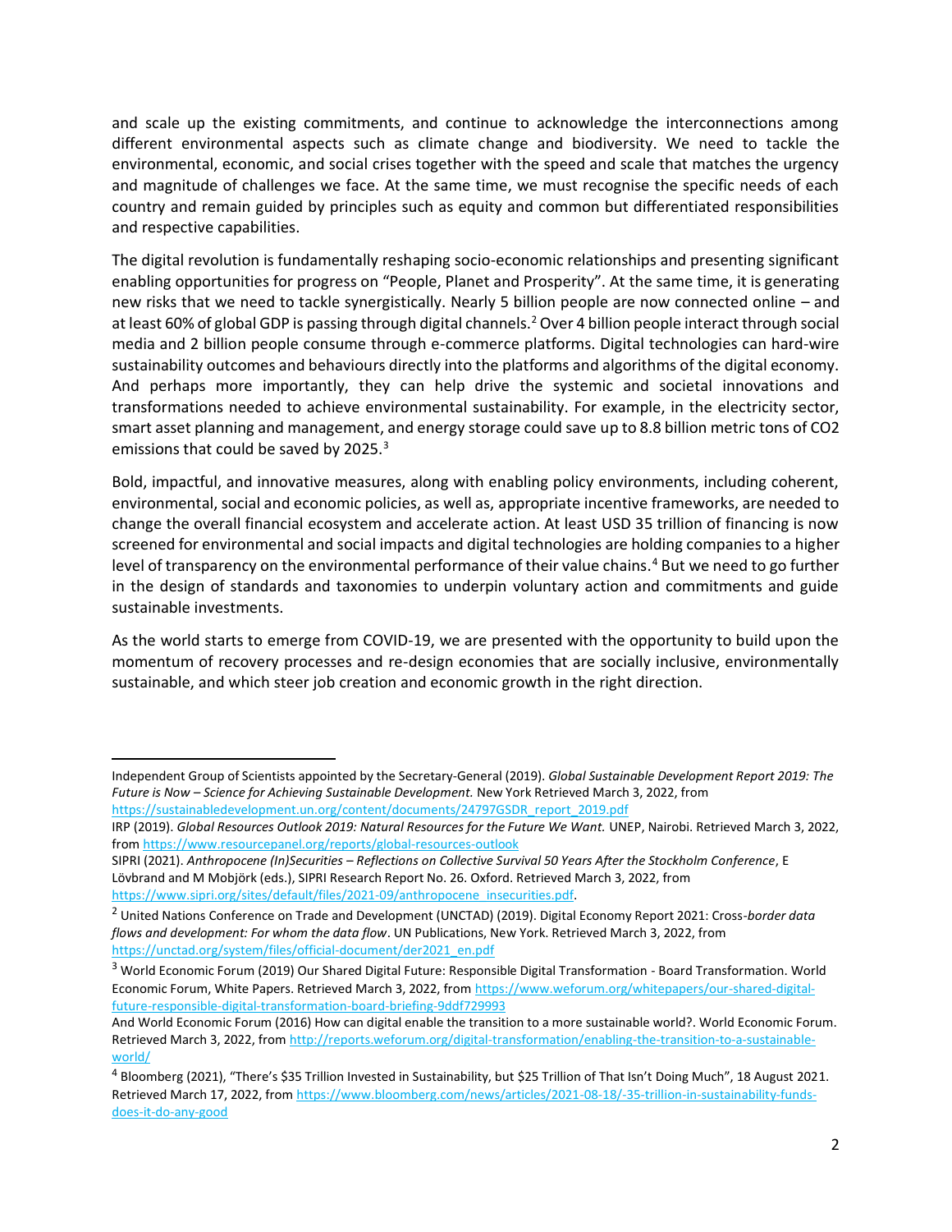and scale up the existing commitments, and continue to acknowledge the interconnections among different environmental aspects such as climate change and biodiversity. We need to tackle the environmental, economic, and social crises together with the speed and scale that matches the urgency and magnitude of challenges we face. At the same time, we must recognise the specific needs of each country and remain guided by principles such as equity and common but differentiated responsibilities and respective capabilities.

The digital revolution is fundamentally reshaping socio-economic relationships and presenting significant enabling opportunities for progress on "People, Planet and Prosperity". At the same time, it is generating new risks that we need to tackle synergistically. Nearly 5 billion people are now connected online – and at least 60% of global GDP is passing through digital channels.[2] Over 4 billion people interact through social media and 2 billion people consume through e-commerce platforms. Digital technologies can hard-wire sustainability outcomes and behaviours directly into the platforms and algorithms of the digital economy. And perhaps more importantly, they can help drive the systemic and societal innovations and transformations needed to achieve environmental sustainability. For example, in the electricity sector, smart asset planning and management, and energy storage could save up to 8.8 billion metric tons of CO2 emissions that could be saved by 2025.[3]

Bold, impactful, and innovative measures, along with enabling policy environments, including coherent, environmental, social and economic policies, as well as, appropriate incentive frameworks, are needed to change the overall financial ecosystem and accelerate action. At least USD 35 trillion of financing is now screened for environmental and social impacts and digital technologies are holding companies to a higher level of transparency on the environmental performance of their value chains.[4] But we need to go further in the design of standards and taxonomies to underpin voluntary action and commitments and guide sustainable investments.

As the world starts to emerge from COVID-19, we are presented with the opportunity to build upon the momentum of recovery processes and re-design economies that are socially inclusive, environmentally sustainable, and which steer job creation and economic growth in the right direction.

---

Independent Group of Scientists appointed by the Secretary-General (2019). *Global Sustainable Development Report 2019: The Future is Now – Science for Achieving Sustainable Development.* New York Retrieved March 3, 2022, from https://sustainabledevelopment.un.org/content/documents/24797GSDR_report_2019.pdf

IRP (2019). *Global Resources Outlook 2019: Natural Resources for the Future We Want.* UNEP, Nairobi. Retrieved March 3, 2022, from https://www.resourcepanel.org/reports/global-resources-outlook

SIPRI (2021). *Anthropocene (In)Securities – Reflections on Collective Survival 50 Years After the Stockholm Conference*, E Lövbrand and M Mobjörk (eds.), SIPRI Research Report No. 26. Oxford. Retrieved March 3, 2022, from https://www.sipri.org/sites/default/files/2021-09/anthropocene_insecurities.pdf.

[2] United Nations Conference on Trade and Development (UNCTAD) (2019). Digital Economy Report 2021: Cross-*border data flows and development: For whom the data flow*. UN Publications, New York. Retrieved March 3, 2022, from https://unctad.org/system/files/official-document/der2021_en.pdf

[3] World Economic Forum (2019) Our Shared Digital Future: Responsible Digital Transformation - Board Transformation. World Economic Forum, White Papers. Retrieved March 3, 2022, from https://www.weforum.org/whitepapers/our-shared-digital-future-responsible-digital-transformation-board-briefing-9ddf729993

And World Economic Forum (2016) How can digital enable the transition to a more sustainable world?. World Economic Forum. Retrieved March 3, 2022, from http://reports.weforum.org/digital-transformation/enabling-the-transition-to-a-sustainable-world/

[4] Bloomberg (2021), "There's $35 Trillion Invested in Sustainability, but $25 Trillion of That Isn't Doing Much", 18 August 2021. Retrieved March 17, 2022, from https://www.bloomberg.com/news/articles/2021-08-18/-35-trillion-in-sustainability-funds-does-it-do-any-good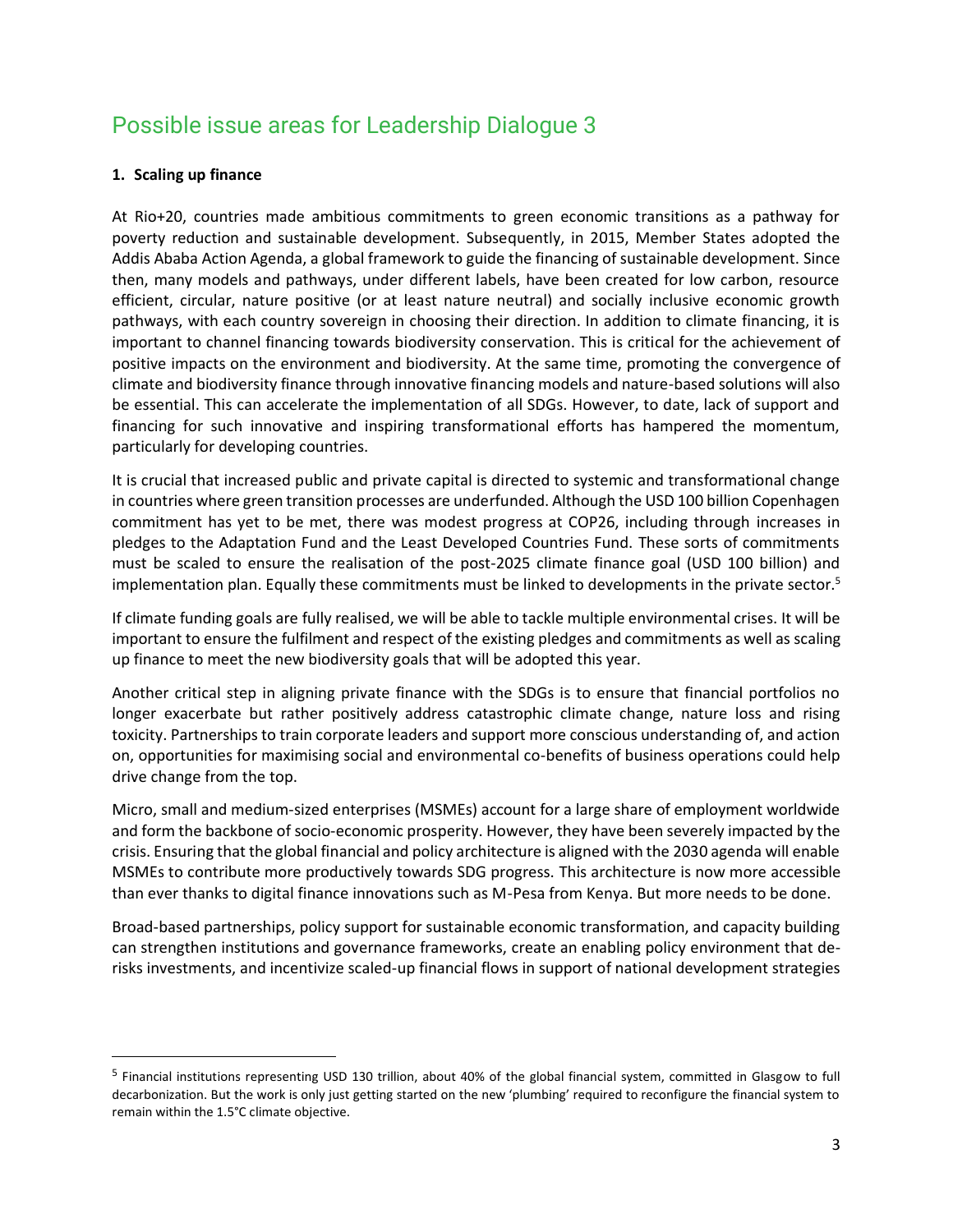## Possible issue areas for Leadership Dialogue 3

**1. Scaling up finance**

At Rio+20, countries made ambitious commitments to green economic transitions as a pathway for poverty reduction and sustainable development. Subsequently, in 2015, Member States adopted the Addis Ababa Action Agenda, a global framework to guide the financing of sustainable development. Since then, many models and pathways, under different labels, have been created for low carbon, resource efficient, circular, nature positive (or at least nature neutral) and socially inclusive economic growth pathways, with each country sovereign in choosing their direction. In addition to climate financing, it is important to channel financing towards biodiversity conservation. This is critical for the achievement of positive impacts on the environment and biodiversity. At the same time, promoting the convergence of climate and biodiversity finance through innovative financing models and nature-based solutions will also be essential. This can accelerate the implementation of all SDGs. However, to date, lack of support and financing for such innovative and inspiring transformational efforts has hampered the momentum, particularly for developing countries.

It is crucial that increased public and private capital is directed to systemic and transformational change in countries where green transition processes are underfunded. Although the USD 100 billion Copenhagen commitment has yet to be met, there was modest progress at COP26, including through increases in pledges to the Adaptation Fund and the Least Developed Countries Fund. These sorts of commitments must be scaled to ensure the realisation of the post-2025 climate finance goal (USD 100 billion) and implementation plan. Equally these commitments must be linked to developments in the private sector.[5]

If climate funding goals are fully realised, we will be able to tackle multiple environmental crises. It will be important to ensure the fulfilment and respect of the existing pledges and commitments as well as scaling up finance to meet the new biodiversity goals that will be adopted this year.

Another critical step in aligning private finance with the SDGs is to ensure that financial portfolios no longer exacerbate but rather positively address catastrophic climate change, nature loss and rising toxicity. Partnerships to train corporate leaders and support more conscious understanding of, and action on, opportunities for maximising social and environmental co-benefits of business operations could help drive change from the top.

Micro, small and medium-sized enterprises (MSMEs) account for a large share of employment worldwide and form the backbone of socio-economic prosperity. However, they have been severely impacted by the crisis. Ensuring that the global financial and policy architecture is aligned with the 2030 agenda will enable MSMEs to contribute more productively towards SDG progress. This architecture is now more accessible than ever thanks to digital finance innovations such as M-Pesa from Kenya. But more needs to be done.

Broad-based partnerships, policy support for sustainable economic transformation, and capacity building can strengthen institutions and governance frameworks, create an enabling policy environment that de-risks investments, and incentivize scaled-up financial flows in support of national development strategies

[5] Financial institutions representing USD 130 trillion, about 40% of the global financial system, committed in Glasgow to full decarbonization. But the work is only just getting started on the new 'plumbing' required to reconfigure the financial system to remain within the 1.5°C climate objective.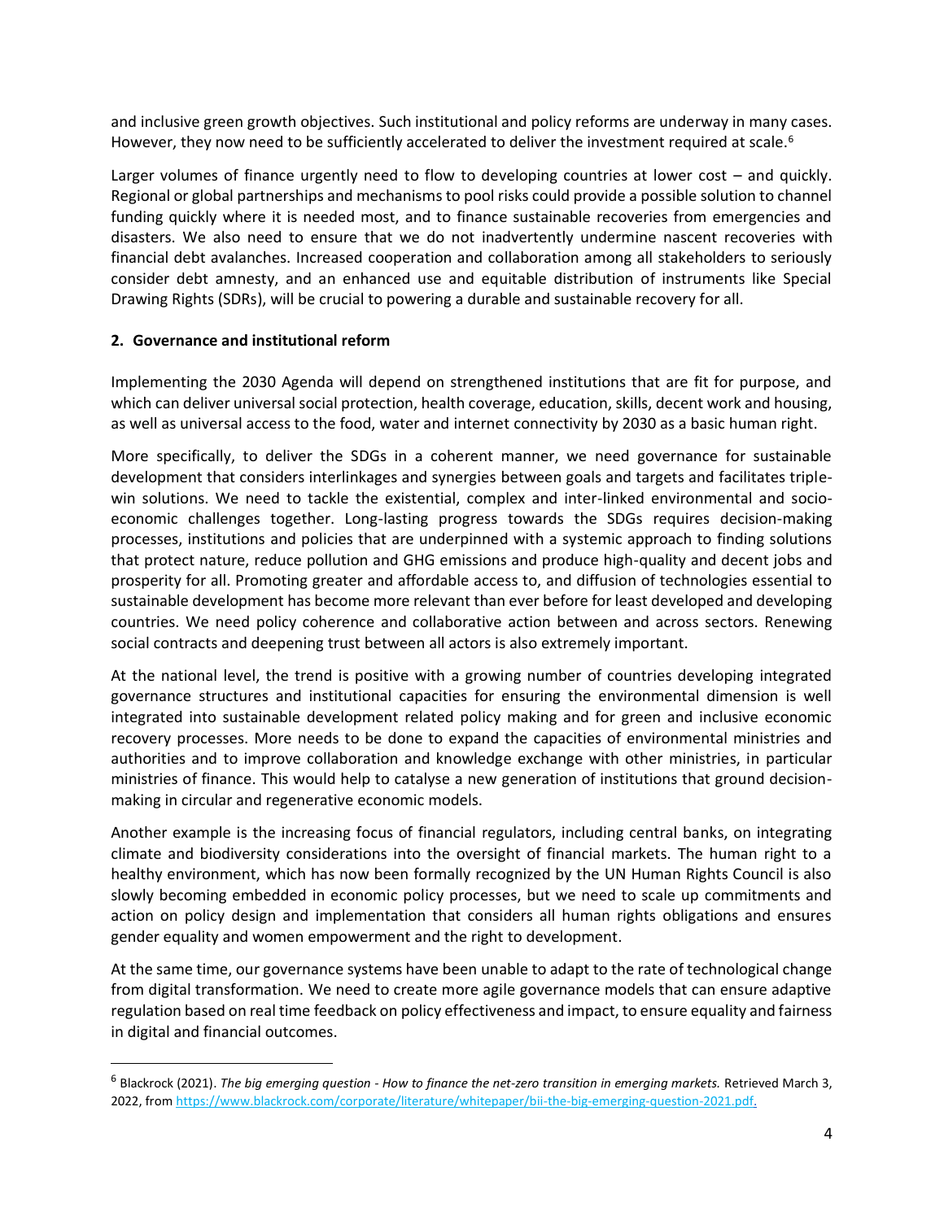and inclusive green growth objectives. Such institutional and policy reforms are underway in many cases. However, they now need to be sufficiently accelerated to deliver the investment required at scale.[6]

Larger volumes of finance urgently need to flow to developing countries at lower cost – and quickly. Regional or global partnerships and mechanisms to pool risks could provide a possible solution to channel funding quickly where it is needed most, and to finance sustainable recoveries from emergencies and disasters. We also need to ensure that we do not inadvertently undermine nascent recoveries with financial debt avalanches. Increased cooperation and collaboration among all stakeholders to seriously consider debt amnesty, and an enhanced use and equitable distribution of instruments like Special Drawing Rights (SDRs), will be crucial to powering a durable and sustainable recovery for all.

## 2. Governance and institutional reform

Implementing the 2030 Agenda will depend on strengthened institutions that are fit for purpose, and which can deliver universal social protection, health coverage, education, skills, decent work and housing, as well as universal access to the food, water and internet connectivity by 2030 as a basic human right.

More specifically, to deliver the SDGs in a coherent manner, we need governance for sustainable development that considers interlinkages and synergies between goals and targets and facilitates triple-win solutions. We need to tackle the existential, complex and inter-linked environmental and socio-economic challenges together. Long-lasting progress towards the SDGs requires decision-making processes, institutions and policies that are underpinned with a systemic approach to finding solutions that protect nature, reduce pollution and GHG emissions and produce high-quality and decent jobs and prosperity for all. Promoting greater and affordable access to, and diffusion of technologies essential to sustainable development has become more relevant than ever before for least developed and developing countries. We need policy coherence and collaborative action between and across sectors. Renewing social contracts and deepening trust between all actors is also extremely important.

At the national level, the trend is positive with a growing number of countries developing integrated governance structures and institutional capacities for ensuring the environmental dimension is well integrated into sustainable development related policy making and for green and inclusive economic recovery processes. More needs to be done to expand the capacities of environmental ministries and authorities and to improve collaboration and knowledge exchange with other ministries, in particular ministries of finance. This would help to catalyse a new generation of institutions that ground decision-making in circular and regenerative economic models.

Another example is the increasing focus of financial regulators, including central banks, on integrating climate and biodiversity considerations into the oversight of financial markets. The human right to a healthy environment, which has now been formally recognized by the UN Human Rights Council is also slowly becoming embedded in economic policy processes, but we need to scale up commitments and action on policy design and implementation that considers all human rights obligations and ensures gender equality and women empowerment and the right to development.

At the same time, our governance systems have been unable to adapt to the rate of technological change from digital transformation. We need to create more agile governance models that can ensure adaptive regulation based on real time feedback on policy effectiveness and impact, to ensure equality and fairness in digital and financial outcomes.

---

[6] Blackrock (2021). *The big emerging question - How to finance the net-zero transition in emerging markets.* Retrieved March 3, 2022, from https://www.blackrock.com/corporate/literature/whitepaper/bii-the-big-emerging-question-2021.pdf.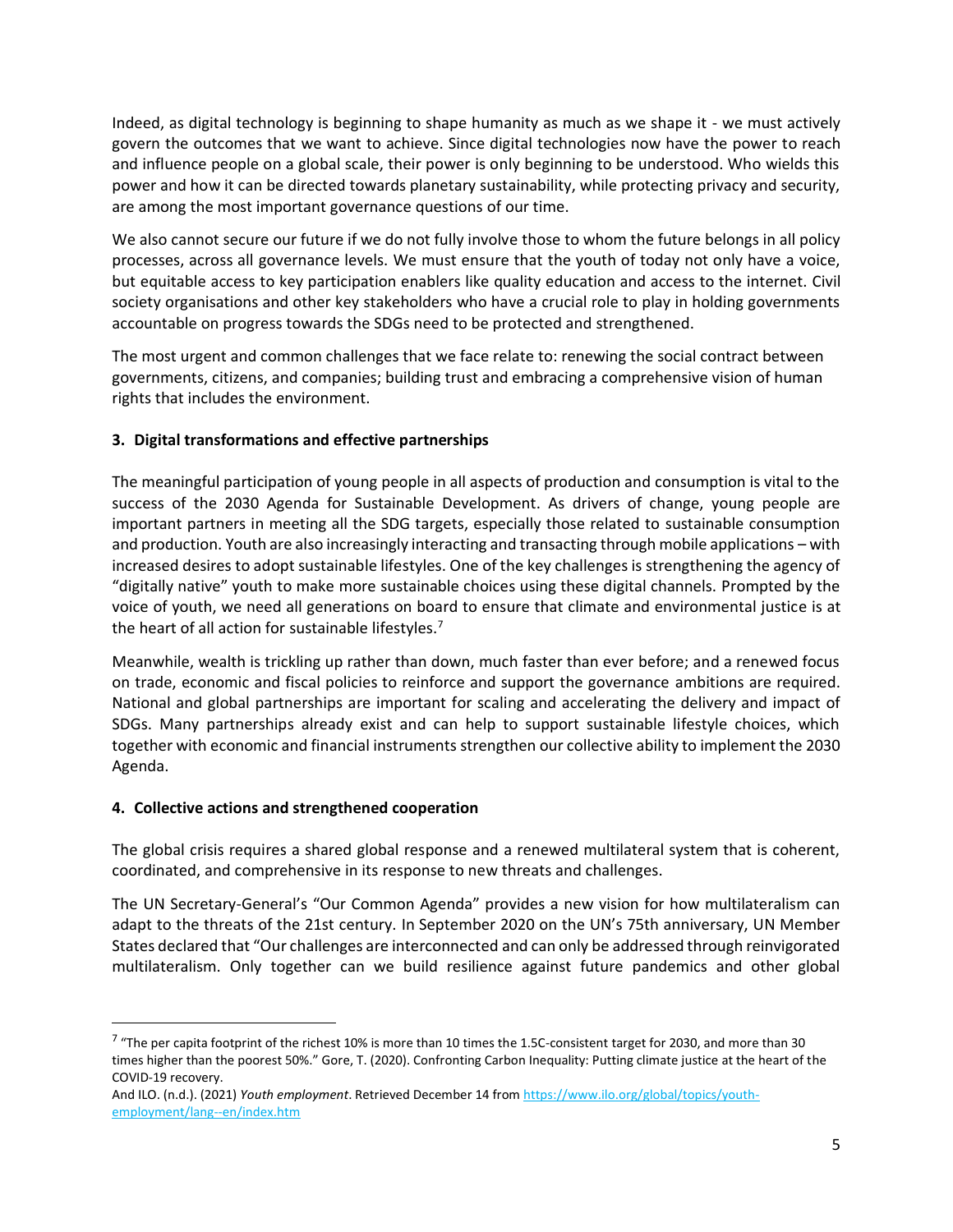Indeed, as digital technology is beginning to shape humanity as much as we shape it - we must actively govern the outcomes that we want to achieve. Since digital technologies now have the power to reach and influence people on a global scale, their power is only beginning to be understood. Who wields this power and how it can be directed towards planetary sustainability, while protecting privacy and security, are among the most important governance questions of our time.

We also cannot secure our future if we do not fully involve those to whom the future belongs in all policy processes, across all governance levels. We must ensure that the youth of today not only have a voice, but equitable access to key participation enablers like quality education and access to the internet. Civil society organisations and other key stakeholders who have a crucial role to play in holding governments accountable on progress towards the SDGs need to be protected and strengthened.

The most urgent and common challenges that we face relate to: renewing the social contract between governments, citizens, and companies; building trust and embracing a comprehensive vision of human rights that includes the environment.

### 3. Digital transformations and effective partnerships

The meaningful participation of young people in all aspects of production and consumption is vital to the success of the 2030 Agenda for Sustainable Development. As drivers of change, young people are important partners in meeting all the SDG targets, especially those related to sustainable consumption and production. Youth are also increasingly interacting and transacting through mobile applications – with increased desires to adopt sustainable lifestyles. One of the key challenges is strengthening the agency of "digitally native" youth to make more sustainable choices using these digital channels. Prompted by the voice of youth, we need all generations on board to ensure that climate and environmental justice is at the heart of all action for sustainable lifestyles.[7]

Meanwhile, wealth is trickling up rather than down, much faster than ever before; and a renewed focus on trade, economic and fiscal policies to reinforce and support the governance ambitions are required. National and global partnerships are important for scaling and accelerating the delivery and impact of SDGs. Many partnerships already exist and can help to support sustainable lifestyle choices, which together with economic and financial instruments strengthen our collective ability to implement the 2030 Agenda.

### 4. Collective actions and strengthened cooperation

The global crisis requires a shared global response and a renewed multilateral system that is coherent, coordinated, and comprehensive in its response to new threats and challenges.

The UN Secretary-General's "Our Common Agenda" provides a new vision for how multilateralism can adapt to the threats of the 21st century. In September 2020 on the UN's 75th anniversary, UN Member States declared that "Our challenges are interconnected and can only be addressed through reinvigorated multilateralism. Only together can we build resilience against future pandemics and other global

---

[7] "The per capita footprint of the richest 10% is more than 10 times the 1.5C-consistent target for 2030, and more than 30 times higher than the poorest 50%." Gore, T. (2020). Confronting Carbon Inequality: Putting climate justice at the heart of the COVID-19 recovery.
And ILO. (n.d.). (2021) *Youth employment*. Retrieved December 14 from https://www.ilo.org/global/topics/youth-employment/lang--en/index.htm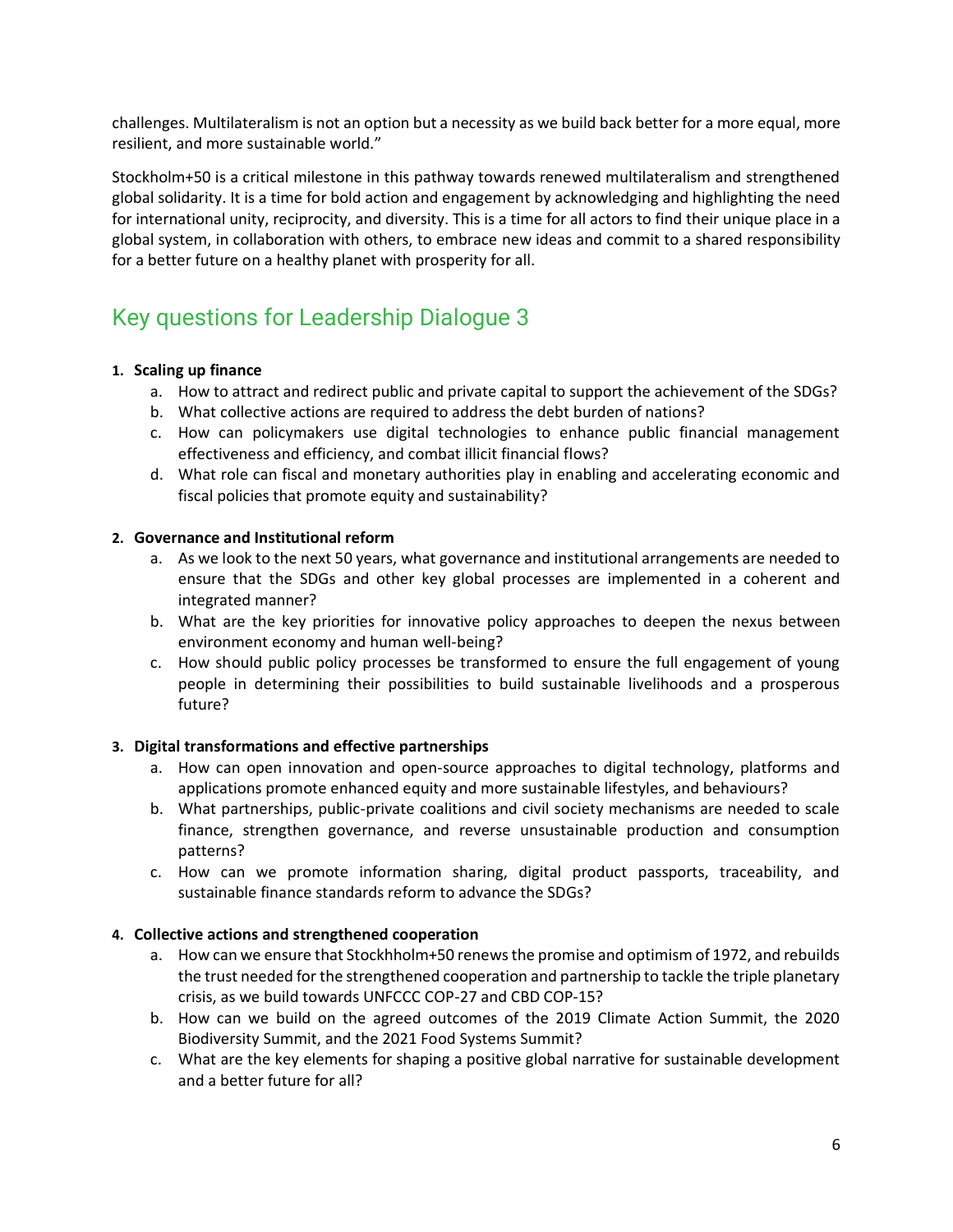challenges. Multilateralism is not an option but a necessity as we build back better for a more equal, more resilient, and more sustainable world."

Stockholm+50 is a critical milestone in this pathway towards renewed multilateralism and strengthened global solidarity. It is a time for bold action and engagement by acknowledging and highlighting the need for international unity, reciprocity, and diversity. This is a time for all actors to find their unique place in a global system, in collaboration with others, to embrace new ideas and commit to a shared responsibility for a better future on a healthy planet with prosperity for all.

## Key questions for Leadership Dialogue 3

1. **Scaling up finance**
   a. How to attract and redirect public and private capital to support the achievement of the SDGs?
   b. What collective actions are required to address the debt burden of nations?
   c. How can policymakers use digital technologies to enhance public financial management effectiveness and efficiency, and combat illicit financial flows?
   d. What role can fiscal and monetary authorities play in enabling and accelerating economic and fiscal policies that promote equity and sustainability?

2. **Governance and Institutional reform**
   a. As we look to the next 50 years, what governance and institutional arrangements are needed to ensure that the SDGs and other key global processes are implemented in a coherent and integrated manner?
   b. What are the key priorities for innovative policy approaches to deepen the nexus between environment economy and human well-being?
   c. How should public policy processes be transformed to ensure the full engagement of young people in determining their possibilities to build sustainable livelihoods and a prosperous future?

3. **Digital transformations and effective partnerships**
   a. How can open innovation and open-source approaches to digital technology, platforms and applications promote enhanced equity and more sustainable lifestyles, and behaviours?
   b. What partnerships, public-private coalitions and civil society mechanisms are needed to scale finance, strengthen governance, and reverse unsustainable production and consumption patterns?
   c. How can we promote information sharing, digital product passports, traceability, and sustainable finance standards reform to advance the SDGs?

4. **Collective actions and strengthened cooperation**
   a. How can we ensure that Stockhholm+50 renews the promise and optimism of 1972, and rebuilds the trust needed for the strengthened cooperation and partnership to tackle the triple planetary crisis, as we build towards UNFCCC COP-27 and CBD COP-15?
   b. How can we build on the agreed outcomes of the 2019 Climate Action Summit, the 2020 Biodiversity Summit, and the 2021 Food Systems Summit?
   c. What are the key elements for shaping a positive global narrative for sustainable development and a better future for all?